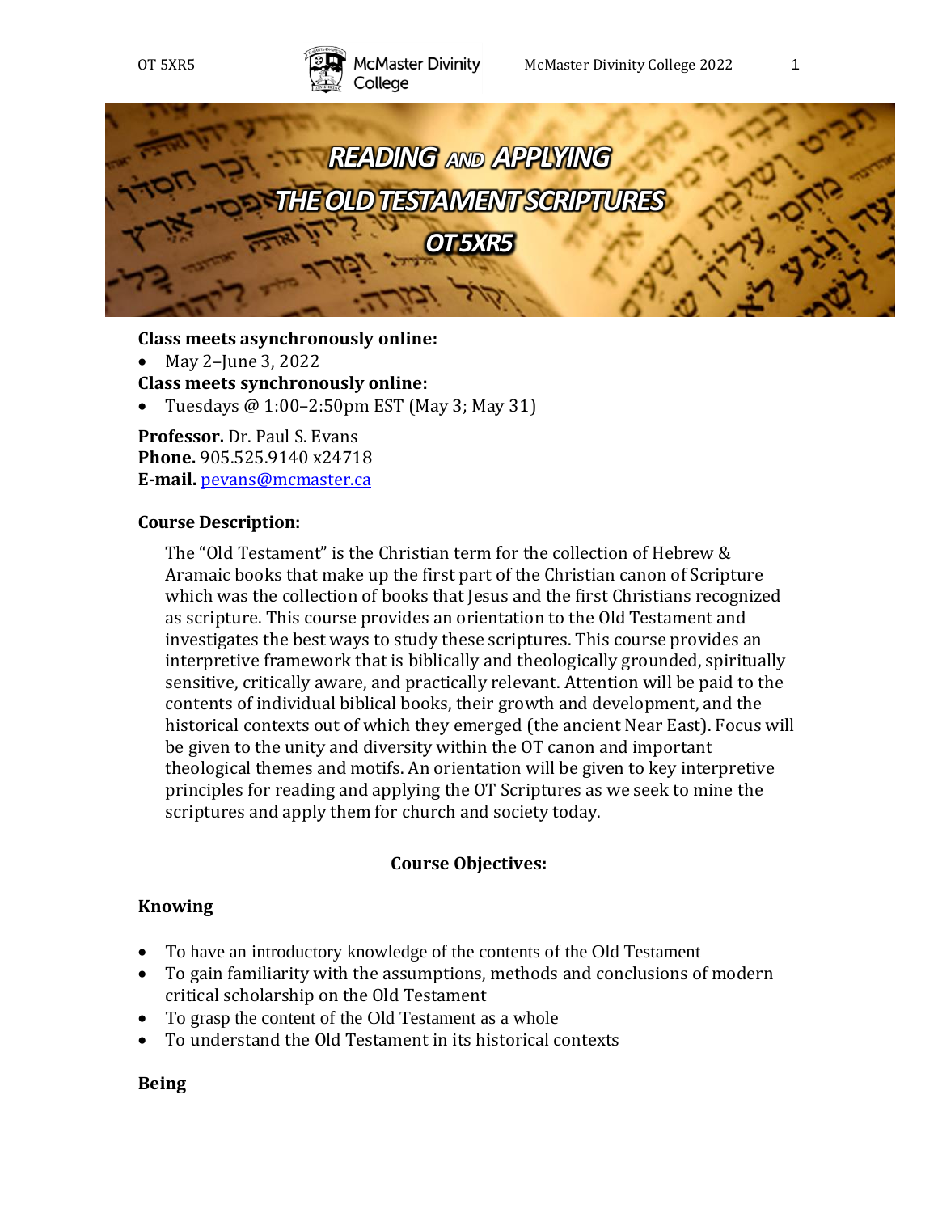# READING AND APPLYING THE OLD TESTAMENT SCRIPTURES

## OT 5XR5

**Class meets asynchronously online:**

- May 2–June 3, 2022

**Class meets synchronously online:**

- Tuesdays @ 1:00–2:50pm EST (May 3; May 31)

**Professor.** Dr. Paul S. Evans
**Phone.** 905.525.9140 x24718
**E-mail.** pevans@mcmaster.ca

### Course Description:

The "Old Testament" is the Christian term for the collection of Hebrew & Aramaic books that make up the first part of the Christian canon of Scripture which was the collection of books that Jesus and the first Christians recognized as scripture. This course provides an orientation to the Old Testament and investigates the best ways to study these scriptures. This course provides an interpretive framework that is biblically and theologically grounded, spiritually sensitive, critically aware, and practically relevant. Attention will be paid to the contents of individual biblical books, their growth and development, and the historical contexts out of which they emerged (the ancient Near East). Focus will be given to the unity and diversity within the OT canon and important theological themes and motifs. An orientation will be given to key interpretive principles for reading and applying the OT Scriptures as we seek to mine the scriptures and apply them for church and society today.

### Course Objectives:

#### Knowing

- To have an introductory knowledge of the contents of the Old Testament
- To gain familiarity with the assumptions, methods and conclusions of modern critical scholarship on the Old Testament
- To grasp the content of the Old Testament as a whole
- To understand the Old Testament in its historical contexts

#### Being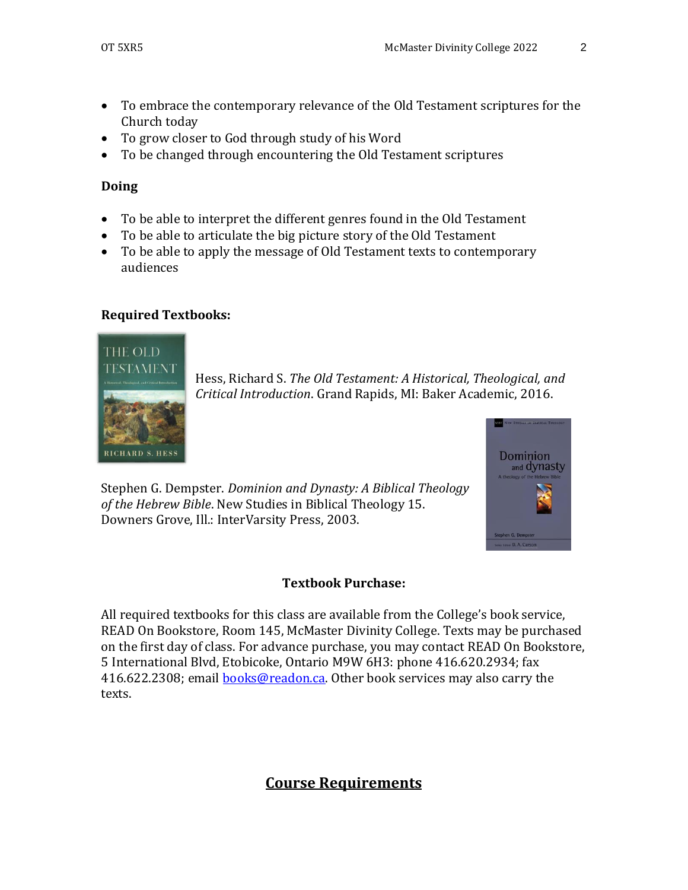- To embrace the contemporary relevance of the Old Testament scriptures for the Church today
- To grow closer to God through study of his Word
- To be changed through encountering the Old Testament scriptures

**Doing**

- To be able to interpret the different genres found in the Old Testament
- To be able to articulate the big picture story of the Old Testament
- To be able to apply the message of Old Testament texts to contemporary audiences

**Required Textbooks:**

Hess, Richard S. *The Old Testament: A Historical, Theological, and Critical Introduction*. Grand Rapids, MI: Baker Academic, 2016.

Stephen G. Dempster. *Dominion and Dynasty: A Biblical Theology of the Hebrew Bible*. New Studies in Biblical Theology 15. Downers Grove, Ill.: InterVarsity Press, 2003.

**Textbook Purchase:**

All required textbooks for this class are available from the College's book service, READ On Bookstore, Room 145, McMaster Divinity College. Texts may be purchased on the first day of class. For advance purchase, you may contact READ On Bookstore, 5 International Blvd, Etobicoke, Ontario M9W 6H3: phone 416.620.2934; fax 416.622.2308; email books@readon.ca. Other book services may also carry the texts.

## Course Requirements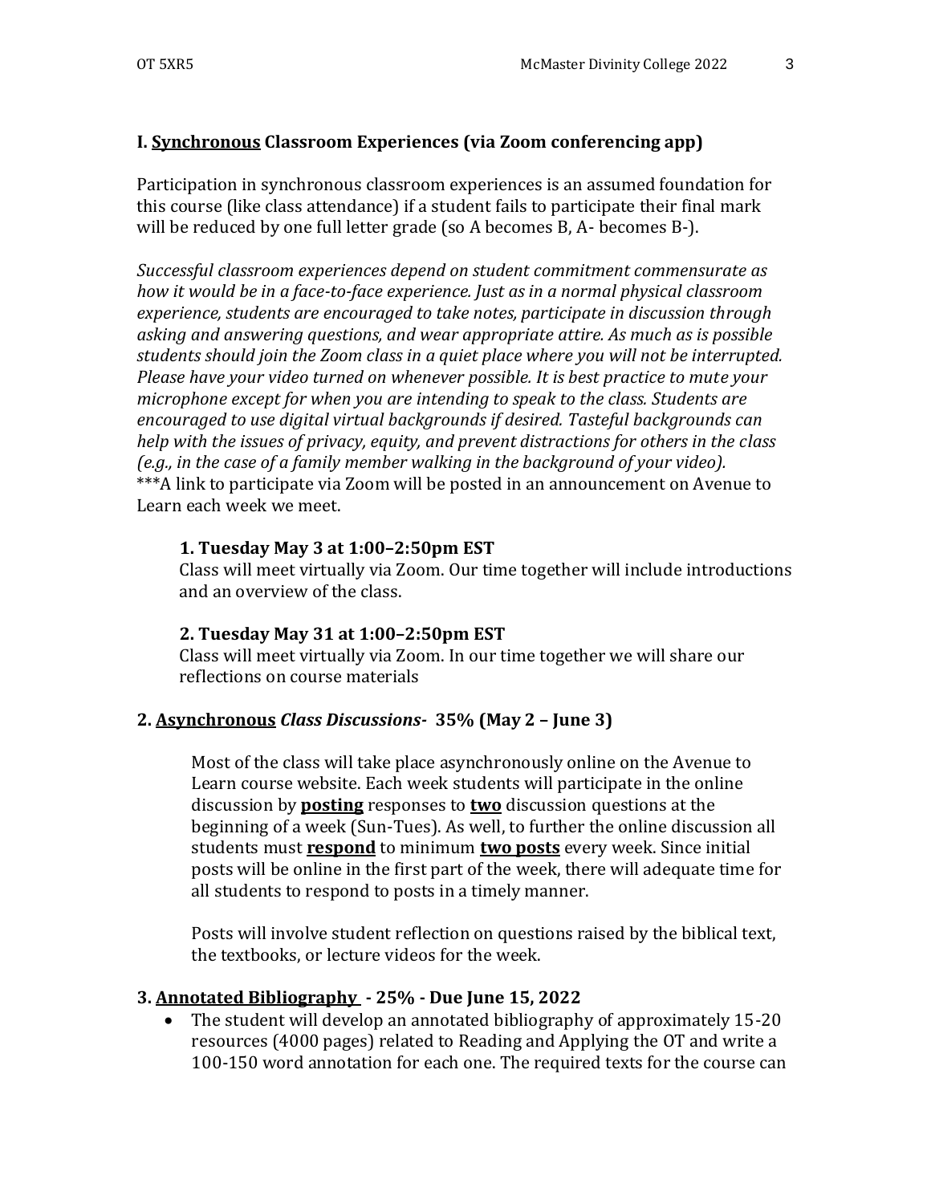### I. <u>Synchronous</u> Classroom Experiences (via Zoom conferencing app)

Participation in synchronous classroom experiences is an assumed foundation for this course (like class attendance) if a student fails to participate their final mark will be reduced by one full letter grade (so A becomes B, A- becomes B-).

*Successful classroom experiences depend on student commitment commensurate as how it would be in a face-to-face experience. Just as in a normal physical classroom experience, students are encouraged to take notes, participate in discussion through asking and answering questions, and wear appropriate attire. As much as is possible students should join the Zoom class in a quiet place where you will not be interrupted. Please have your video turned on whenever possible. It is best practice to mute your microphone except for when you are intending to speak to the class. Students are encouraged to use digital virtual backgrounds if desired. Tasteful backgrounds can help with the issues of privacy, equity, and prevent distractions for others in the class (e.g., in the case of a family member walking in the background of your video).*
***A link to participate via Zoom will be posted in an announcement on Avenue to Learn each week we meet.

**1. Tuesday May 3 at 1:00–2:50pm EST**
Class will meet virtually via Zoom. Our time together will include introductions and an overview of the class.

**2. Tuesday May 31 at 1:00–2:50pm EST**
Class will meet virtually via Zoom. In our time together we will share our reflections on course materials

### 2. <u>Asynchronous</u> *Class Discussions*- 35% (May 2 – June 3)

Most of the class will take place asynchronously online on the Avenue to Learn course website. Each week students will participate in the online discussion by **<u>posting</u>** responses to **<u>two</u>** discussion questions at the beginning of a week (Sun-Tues). As well, to further the online discussion all students must **<u>respond</u>** to minimum **<u>two posts</u>** every week. Since initial posts will be online in the first part of the week, there will adequate time for all students to respond to posts in a timely manner.

Posts will involve student reflection on questions raised by the biblical text, the textbooks, or lecture videos for the week.

### 3. <u>Annotated Bibliography</u> - 25% - Due June 15, 2022

- The student will develop an annotated bibliography of approximately 15-20 resources (4000 pages) related to Reading and Applying the OT and write a 100-150 word annotation for each one. The required texts for the course can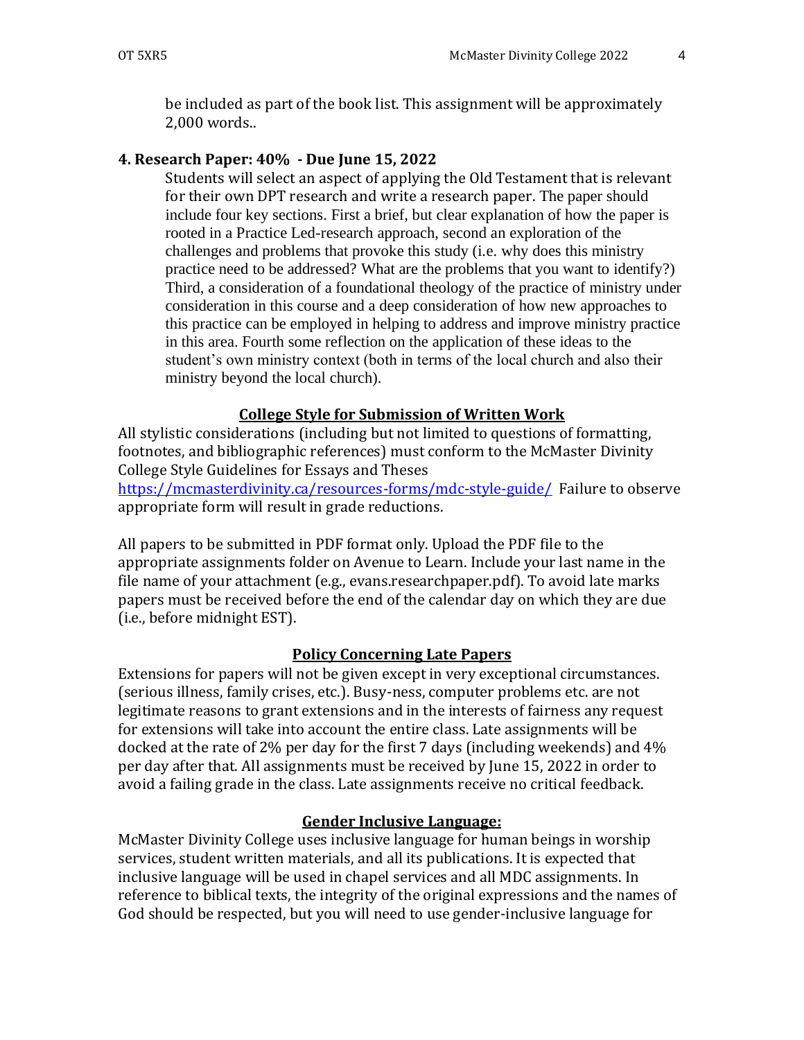be included as part of the book list. This assignment will be approximately 2,000 words..

**4. Research Paper: 40% - Due June 15, 2022**

Students will select an aspect of applying the Old Testament that is relevant for their own DPT research and write a research paper. The paper should include four key sections. First a brief, but clear explanation of how the paper is rooted in a Practice Led-research approach, second an exploration of the challenges and problems that provoke this study (i.e. why does this ministry practice need to be addressed? What are the problems that you want to identify?) Third, a consideration of a foundational theology of the practice of ministry under consideration in this course and a deep consideration of how new approaches to this practice can be employed in helping to address and improve ministry practice in this area. Fourth some reflection on the application of these ideas to the student's own ministry context (both in terms of the local church and also their ministry beyond the local church).

## College Style for Submission of Written Work

All stylistic considerations (including but not limited to questions of formatting, footnotes, and bibliographic references) must conform to the McMaster Divinity College Style Guidelines for Essays and Theses https://mcmasterdivinity.ca/resources-forms/mdc-style-guide/ Failure to observe appropriate form will result in grade reductions.

All papers to be submitted in PDF format only. Upload the PDF file to the appropriate assignments folder on Avenue to Learn. Include your last name in the file name of your attachment (e.g., evans.researchpaper.pdf). To avoid late marks papers must be received before the end of the calendar day on which they are due (i.e., before midnight EST).

## Policy Concerning Late Papers

Extensions for papers will not be given except in very exceptional circumstances. (serious illness, family crises, etc.). Busy-ness, computer problems etc. are not legitimate reasons to grant extensions and in the interests of fairness any request for extensions will take into account the entire class. Late assignments will be docked at the rate of 2% per day for the first 7 days (including weekends) and 4% per day after that. All assignments must be received by June 15, 2022 in order to avoid a failing grade in the class. Late assignments receive no critical feedback.

## Gender Inclusive Language:

McMaster Divinity College uses inclusive language for human beings in worship services, student written materials, and all its publications. It is expected that inclusive language will be used in chapel services and all MDC assignments. In reference to biblical texts, the integrity of the original expressions and the names of God should be respected, but you will need to use gender-inclusive language for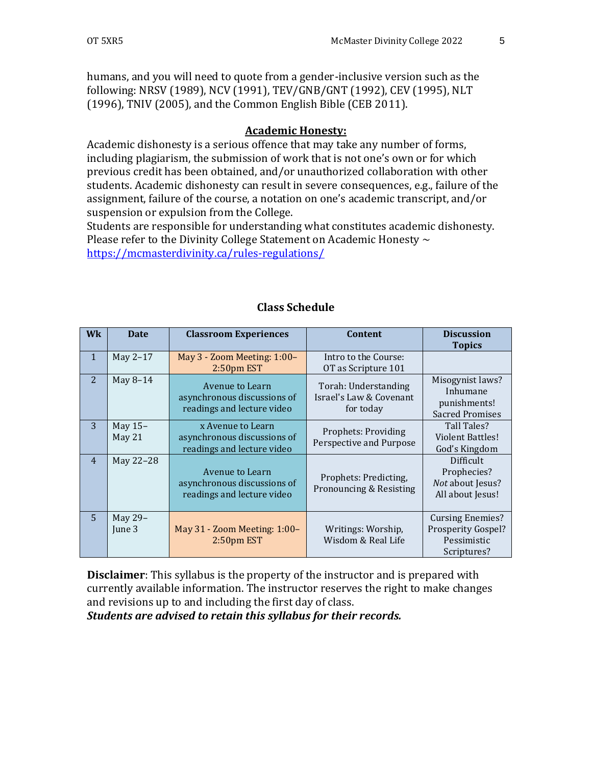humans, and you will need to quote from a gender-inclusive version such as the following: NRSV (1989), NCV (1991), TEV/GNB/GNT (1992), CEV (1995), NLT (1996), TNIV (2005), and the Common English Bible (CEB 2011).

## Academic Honesty:

Academic dishonesty is a serious offence that may take any number of forms, including plagiarism, the submission of work that is not one's own or for which previous credit has been obtained, and/or unauthorized collaboration with other students. Academic dishonesty can result in severe consequences, e.g., failure of the assignment, failure of the course, a notation on one's academic transcript, and/or suspension or expulsion from the College.

Students are responsible for understanding what constitutes academic dishonesty. Please refer to the Divinity College Statement on Academic Honesty ~ https://mcmasterdivinity.ca/rules-regulations/

## Class Schedule

| Wk | Date | Classroom Experiences | Content | Discussion Topics |
|---|---|---|---|---|
| 1 | May 2–17 | May 3 - Zoom Meeting: 1:00–2:50pm EST | Intro to the Course: OT as Scripture 101 | |
| 2 | May 8–14 | Avenue to Learn asynchronous discussions of readings and lecture video | Torah: Understanding Israel's Law & Covenant for today | Misogynist laws? Inhumane punishments! Sacred Promises |
| 3 | May 15–May 21 | x Avenue to Learn asynchronous discussions of readings and lecture video | Prophets: Providing Perspective and Purpose | Tall Tales? Violent Battles! God's Kingdom |
| 4 | May 22–28 | Avenue to Learn asynchronous discussions of readings and lecture video | Prophets: Predicting, Pronouncing & Resisting | Difficult Prophecies? *Not* about Jesus? All about Jesus! |
| 5 | May 29–June 3 | May 31 - Zoom Meeting: 1:00–2:50pm EST | Writings: Worship, Wisdom & Real Life | Cursing Enemies? Prosperity Gospel? Pessimistic Scriptures? |

**Disclaimer**: This syllabus is the property of the instructor and is prepared with currently available information. The instructor reserves the right to make changes and revisions up to and including the first day of class.

***Students are advised to retain this syllabus for their records.***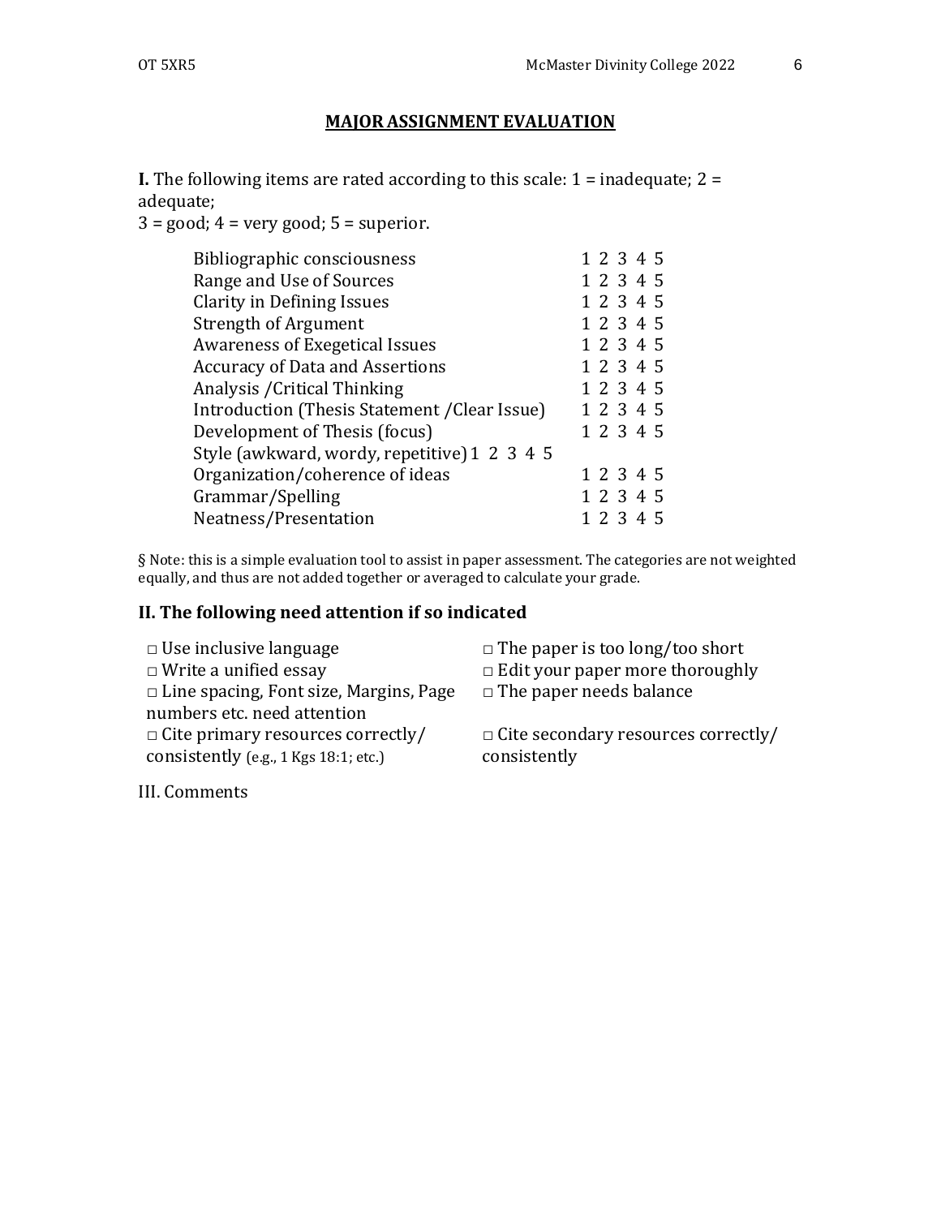## MAJOR ASSIGNMENT EVALUATION

**I.** The following items are rated according to this scale: 1 = inadequate; 2 = adequate;
3 = good; 4 = very good; 5 = superior.

| | |
|---|---|
| Bibliographic consciousness | 1 2 3 4 5 |
| Range and Use of Sources | 1 2 3 4 5 |
| Clarity in Defining Issues | 1 2 3 4 5 |
| Strength of Argument | 1 2 3 4 5 |
| Awareness of Exegetical Issues | 1 2 3 4 5 |
| Accuracy of Data and Assertions | 1 2 3 4 5 |
| Analysis /Critical Thinking | 1 2 3 4 5 |
| Introduction (Thesis Statement /Clear Issue) | 1 2 3 4 5 |
| Development of Thesis (focus) | 1 2 3 4 5 |
| Style (awkward, wordy, repetitive) | 1 2 3 4 5 |
| Organization/coherence of ideas | 1 2 3 4 5 |
| Grammar/Spelling | 1 2 3 4 5 |
| Neatness/Presentation | 1 2 3 4 5 |

§ Note: this is a simple evaluation tool to assist in paper assessment. The categories are not weighted equally, and thus are not added together or averaged to calculate your grade.

### II. The following need attention if so indicated

| | |
|---|---|
| □ Use inclusive language | □ The paper is too long/too short |
| □ Write a unified essay | □ Edit your paper more thoroughly |
| □ Line spacing, Font size, Margins, Page numbers etc. need attention | □ The paper needs balance |
| □ Cite primary resources correctly/ consistently (e.g., 1 Kgs 18:1; etc.) | □ Cite secondary resources correctly/ consistently |

III. Comments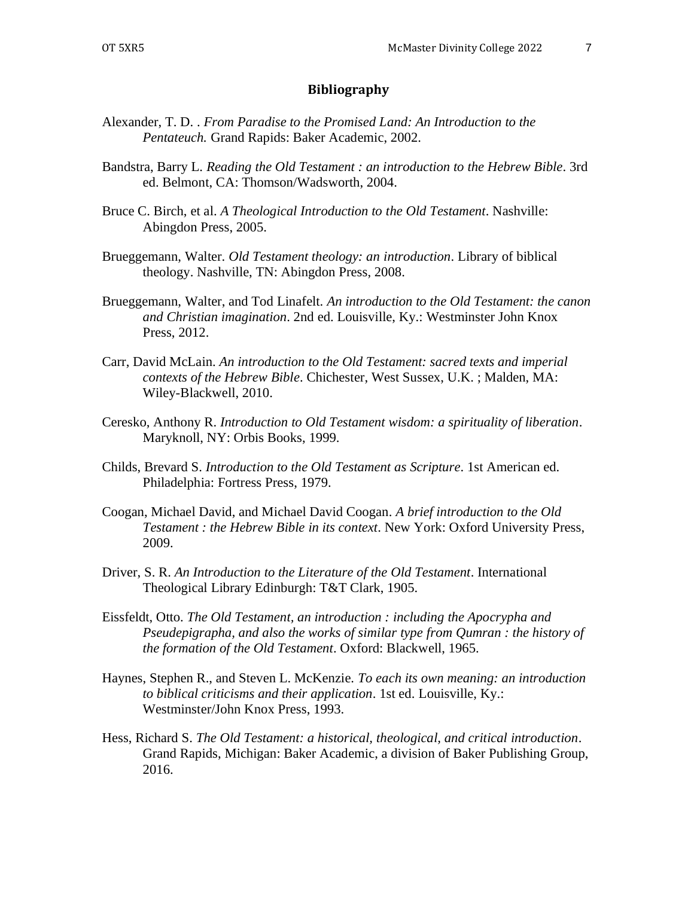## Bibliography

Alexander, T. D. . *From Paradise to the Promised Land: An Introduction to the Pentateuch.* Grand Rapids: Baker Academic, 2002.

Bandstra, Barry L. *Reading the Old Testament : an introduction to the Hebrew Bible*. 3rd ed. Belmont, CA: Thomson/Wadsworth, 2004.

Bruce C. Birch, et al. *A Theological Introduction to the Old Testament*. Nashville: Abingdon Press, 2005.

Brueggemann, Walter. *Old Testament theology: an introduction*. Library of biblical theology. Nashville, TN: Abingdon Press, 2008.

Brueggemann, Walter, and Tod Linafelt. *An introduction to the Old Testament: the canon and Christian imagination*. 2nd ed. Louisville, Ky.: Westminster John Knox Press, 2012.

Carr, David McLain. *An introduction to the Old Testament: sacred texts and imperial contexts of the Hebrew Bible*. Chichester, West Sussex, U.K. ; Malden, MA: Wiley-Blackwell, 2010.

Ceresko, Anthony R. *Introduction to Old Testament wisdom: a spirituality of liberation*. Maryknoll, NY: Orbis Books, 1999.

Childs, Brevard S. *Introduction to the Old Testament as Scripture*. 1st American ed. Philadelphia: Fortress Press, 1979.

Coogan, Michael David, and Michael David Coogan. *A brief introduction to the Old Testament : the Hebrew Bible in its context*. New York: Oxford University Press, 2009.

Driver, S. R. *An Introduction to the Literature of the Old Testament*. International Theological Library Edinburgh: T&T Clark, 1905.

Eissfeldt, Otto. *The Old Testament, an introduction : including the Apocrypha and Pseudepigrapha, and also the works of similar type from Qumran : the history of the formation of the Old Testament*. Oxford: Blackwell, 1965.

Haynes, Stephen R., and Steven L. McKenzie. *To each its own meaning: an introduction to biblical criticisms and their application*. 1st ed. Louisville, Ky.: Westminster/John Knox Press, 1993.

Hess, Richard S. *The Old Testament: a historical, theological, and critical introduction*. Grand Rapids, Michigan: Baker Academic, a division of Baker Publishing Group, 2016.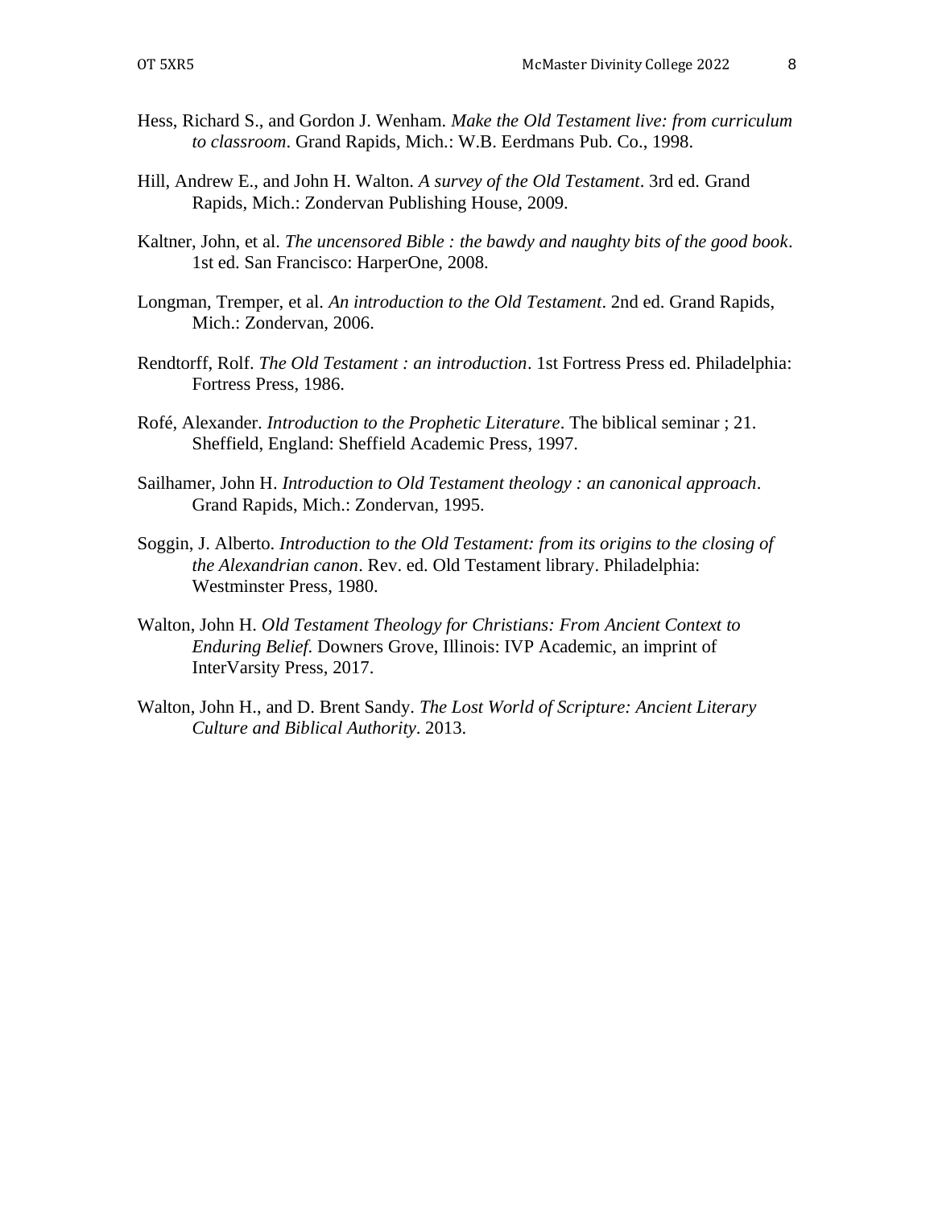Hess, Richard S., and Gordon J. Wenham. *Make the Old Testament live: from curriculum to classroom*. Grand Rapids, Mich.: W.B. Eerdmans Pub. Co., 1998.

Hill, Andrew E., and John H. Walton. *A survey of the Old Testament*. 3rd ed. Grand Rapids, Mich.: Zondervan Publishing House, 2009.

Kaltner, John, et al. *The uncensored Bible : the bawdy and naughty bits of the good book*. 1st ed. San Francisco: HarperOne, 2008.

Longman, Tremper, et al. *An introduction to the Old Testament*. 2nd ed. Grand Rapids, Mich.: Zondervan, 2006.

Rendtorff, Rolf. *The Old Testament : an introduction*. 1st Fortress Press ed. Philadelphia: Fortress Press, 1986.

Rofé, Alexander. *Introduction to the Prophetic Literature*. The biblical seminar ; 21. Sheffield, England: Sheffield Academic Press, 1997.

Sailhamer, John H. *Introduction to Old Testament theology : an canonical approach*. Grand Rapids, Mich.: Zondervan, 1995.

Soggin, J. Alberto. *Introduction to the Old Testament: from its origins to the closing of the Alexandrian canon*. Rev. ed. Old Testament library. Philadelphia: Westminster Press, 1980.

Walton, John H. *Old Testament Theology for Christians: From Ancient Context to Enduring Belief.* Downers Grove, Illinois: IVP Academic, an imprint of InterVarsity Press, 2017.

Walton, John H., and D. Brent Sandy. *The Lost World of Scripture: Ancient Literary Culture and Biblical Authority*. 2013.